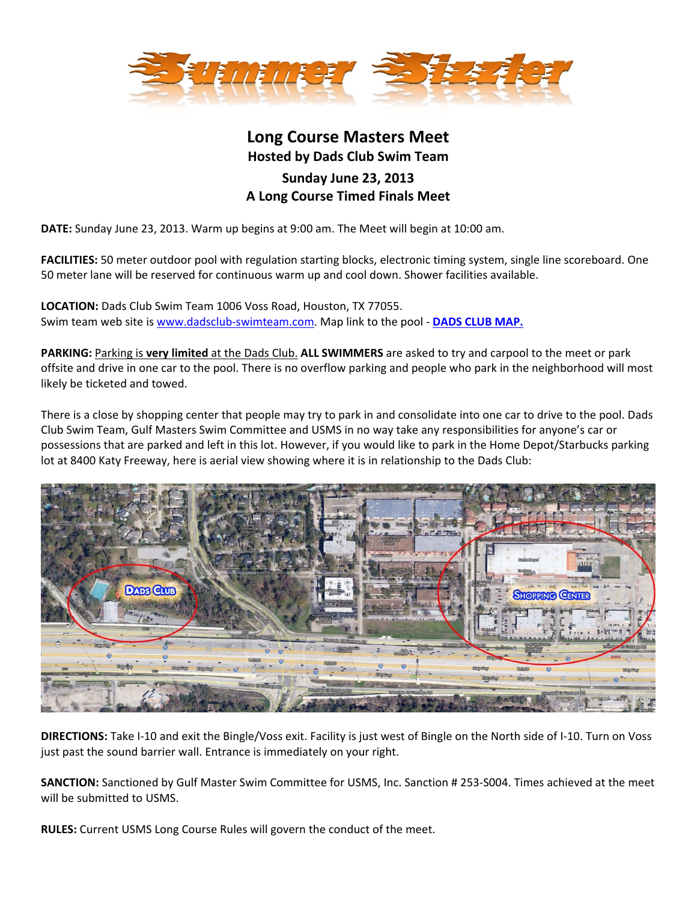# Summer Sizzler

## Long Course Masters Meet

### Hosted by Dads Club Swim Team

### Sunday June 23, 2013

### A Long Course Timed Finals Meet

**DATE:** Sunday June 23, 2013. Warm up begins at 9:00 am. The Meet will begin at 10:00 am.

**FACILITIES:** 50 meter outdoor pool with regulation starting blocks, electronic timing system, single line scoreboard. One 50 meter lane will be reserved for continuous warm up and cool down. Shower facilities available.

**LOCATION:** Dads Club Swim Team 1006 Voss Road, Houston, TX 77055.
Swim team web site is www.dadsclub-swimteam.com. Map link to the pool - **DADS CLUB MAP.**

**PARKING:** Parking is **very limited** at the Dads Club. **ALL SWIMMERS** are asked to try and carpool to the meet or park offsite and drive in one car to the pool. There is no overflow parking and people who park in the neighborhood will most likely be ticketed and towed.

There is a close by shopping center that people may try to park in and consolidate into one car to drive to the pool. Dads Club Swim Team, Gulf Masters Swim Committee and USMS in no way take any responsibilities for anyone's car or possessions that are parked and left in this lot. However, if you would like to park in the Home Depot/Starbucks parking lot at 8400 Katy Freeway, here is aerial view showing where it is in relationship to the Dads Club:

**DIRECTIONS:** Take I-10 and exit the Bingle/Voss exit. Facility is just west of Bingle on the North side of I-10. Turn on Voss just past the sound barrier wall. Entrance is immediately on your right.

**SANCTION:** Sanctioned by Gulf Master Swim Committee for USMS, Inc. Sanction # 253-S004. Times achieved at the meet will be submitted to USMS.

**RULES:** Current USMS Long Course Rules will govern the conduct of the meet.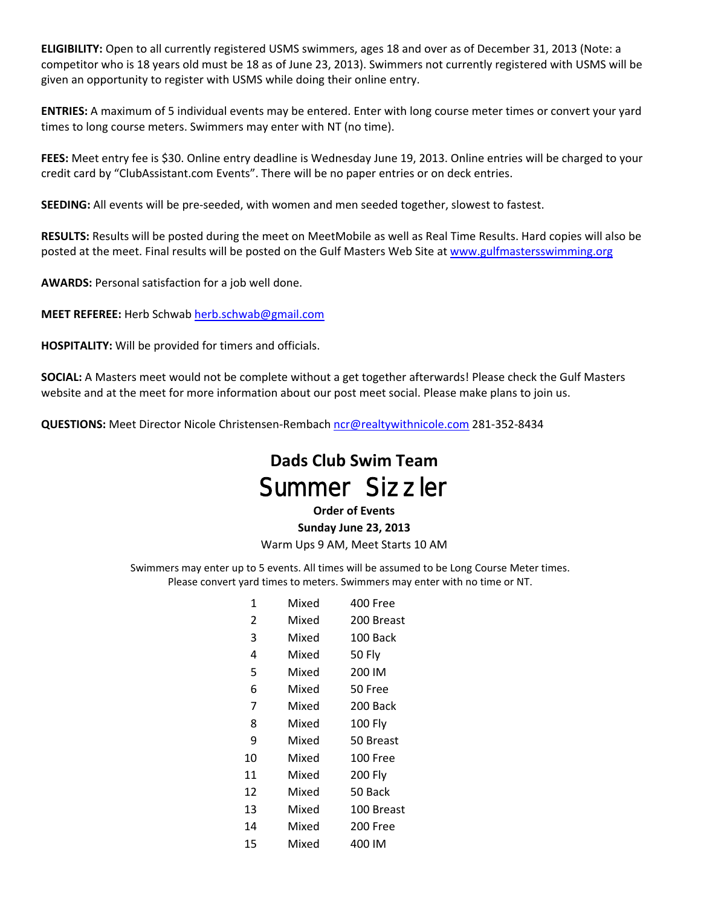**ELIGIBILITY:** Open to all currently registered USMS swimmers, ages 18 and over as of December 31, 2013 (Note: a competitor who is 18 years old must be 18 as of June 23, 2013). Swimmers not currently registered with USMS will be given an opportunity to register with USMS while doing their online entry.

**ENTRIES:** A maximum of 5 individual events may be entered. Enter with long course meter times or convert your yard times to long course meters. Swimmers may enter with NT (no time).

**FEES:** Meet entry fee is $30. Online entry deadline is Wednesday June 19, 2013. Online entries will be charged to your credit card by "ClubAssistant.com Events". There will be no paper entries or on deck entries.

**SEEDING:** All events will be pre-seeded, with women and men seeded together, slowest to fastest.

**RESULTS:** Results will be posted during the meet on MeetMobile as well as Real Time Results. Hard copies will also be posted at the meet. Final results will be posted on the Gulf Masters Web Site at www.gulfmastersswimming.org

**AWARDS:** Personal satisfaction for a job well done.

**MEET REFEREE:** Herb Schwab herb.schwab@gmail.com

**HOSPITALITY:** Will be provided for timers and officials.

**SOCIAL:** A Masters meet would not be complete without a get together afterwards! Please check the Gulf Masters website and at the meet for more information about our post meet social. Please make plans to join us.

**QUESTIONS:** Meet Director Nicole Christensen-Rembach ncr@realtywithnicole.com 281-352-8434

## Dads Club Swim Team

# Summer Sizzler

**Order of Events**

**Sunday June 23, 2013**

Warm Ups 9 AM, Meet Starts 10 AM

Swimmers may enter up to 5 events. All times will be assumed to be Long Course Meter times. Please convert yard times to meters. Swimmers may enter with no time or NT.

| | | |
|---|---|---|
| 1 | Mixed | 400 Free |
| 2 | Mixed | 200 Breast |
| 3 | Mixed | 100 Back |
| 4 | Mixed | 50 Fly |
| 5 | Mixed | 200 IM |
| 6 | Mixed | 50 Free |
| 7 | Mixed | 200 Back |
| 8 | Mixed | 100 Fly |
| 9 | Mixed | 50 Breast |
| 10 | Mixed | 100 Free |
| 11 | Mixed | 200 Fly |
| 12 | Mixed | 50 Back |
| 13 | Mixed | 100 Breast |
| 14 | Mixed | 200 Free |
| 15 | Mixed | 400 IM |